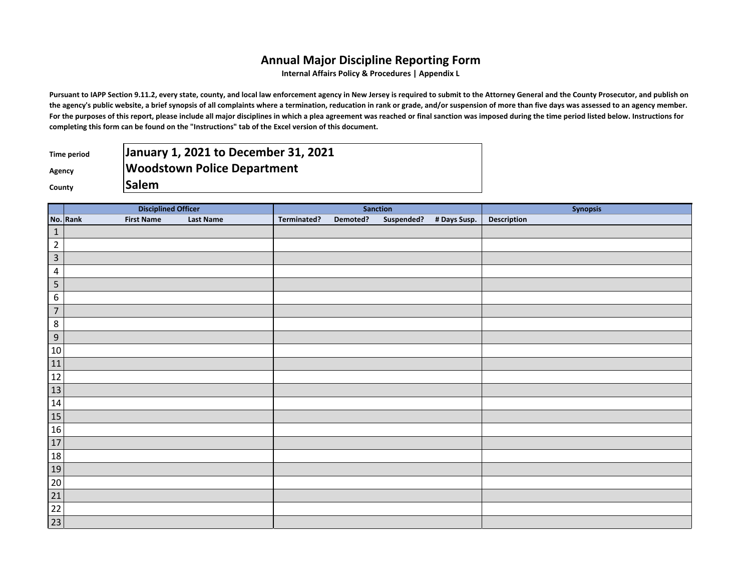# Annual Major Discipline Reporting Form

**Internal Affairs Policy & Procedures | Appendix L**

**Pursuant to IAPP Section 9.11.2, every state, county, and local law enforcement agency in New Jersey is required to submit to the Attorney General and the County Prosecutor, and publish on the agency's public website, a brief synopsis of all complaints where a termination, reducation in rank or grade, and/or suspension of more than five days was assessed to an agency member. For the purposes of this report, please include all major disciplines in which a plea agreement was reached or final sanction was imposed during the time period listed below. Instructions for completing this form can be found on the "Instructions" tab of the Excel version of this document.**

| | |
|---|---|
| **Time period** | **January 1, 2021 to December 31, 2021** |
| **Agency** | **Woodstown Police Department** |
| **County** | **Salem** |

| | Disciplined Officer | | | Sanction | | | | Synopsis |
|---|---|---|---|---|---|---|---|---|
| **No.** | **Rank** | **First Name** | **Last Name** | **Terminated?** | **Demoted?** | **Suspended?** | **# Days Susp.** | **Description** |
| 1 | | | | | | | | |
| 2 | | | | | | | | |
| 3 | | | | | | | | |
| 4 | | | | | | | | |
| 5 | | | | | | | | |
| 6 | | | | | | | | |
| 7 | | | | | | | | |
| 8 | | | | | | | | |
| 9 | | | | | | | | |
| 10 | | | | | | | | |
| 11 | | | | | | | | |
| 12 | | | | | | | | |
| 13 | | | | | | | | |
| 14 | | | | | | | | |
| 15 | | | | | | | | |
| 16 | | | | | | | | |
| 17 | | | | | | | | |
| 18 | | | | | | | | |
| 19 | | | | | | | | |
| 20 | | | | | | | | |
| 21 | | | | | | | | |
| 22 | | | | | | | | |
| 23 | | | | | | | | |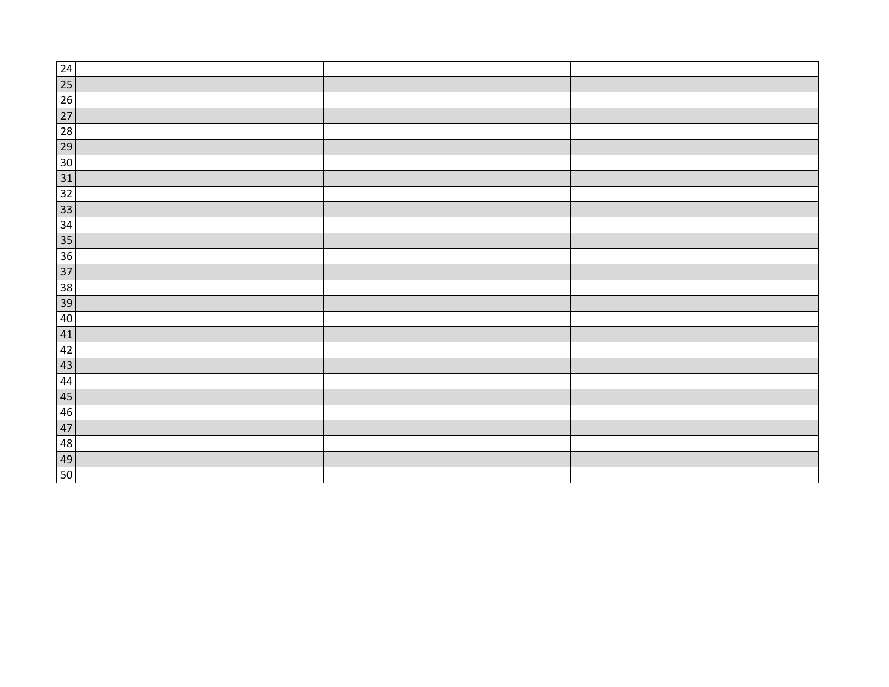| | | | |
|---|---|---|---|
| 24 | | | |
| 25 | | | |
| 26 | | | |
| 27 | | | |
| 28 | | | |
| 29 | | | |
| 30 | | | |
| 31 | | | |
| 32 | | | |
| 33 | | | |
| 34 | | | |
| 35 | | | |
| 36 | | | |
| 37 | | | |
| 38 | | | |
| 39 | | | |
| 40 | | | |
| 41 | | | |
| 42 | | | |
| 43 | | | |
| 44 | | | |
| 45 | | | |
| 46 | | | |
| 47 | | | |
| 48 | | | |
| 49 | | | |
| 50 | | | |